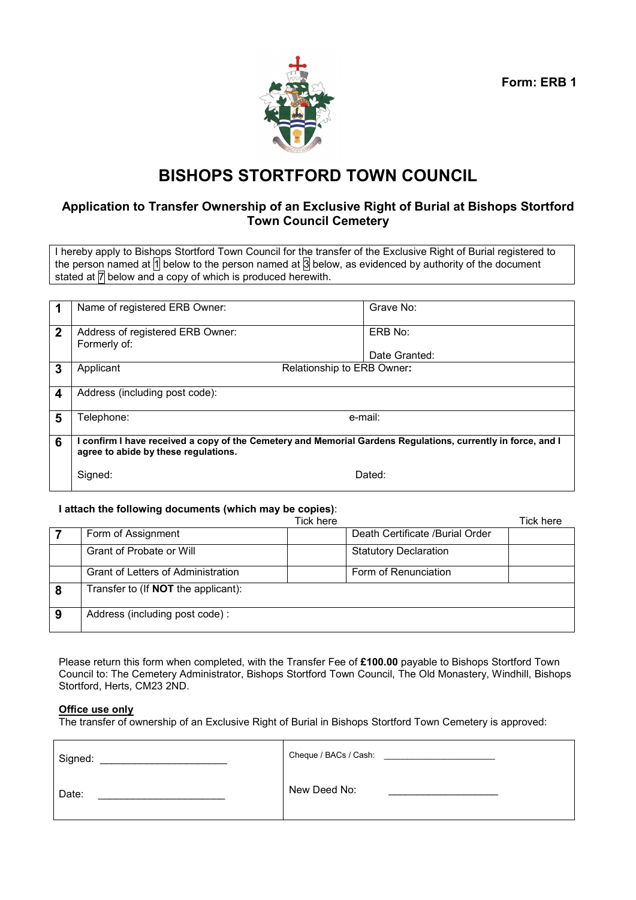**Form: ERB 1**

# BISHOPS STORTFORD TOWN COUNCIL

### Application to Transfer Ownership of an Exclusive Right of Burial at Bishops Stortford Town Council Cemetery

I hereby apply to Bishops Stortford Town Council for the transfer of the Exclusive Right of Burial registered to the person named at 1 below to the person named at 3 below, as evidenced by authority of the document stated at 7 below and a copy of which is produced herewith.

| | | |
|---|---|---|
| **1** | Name of registered ERB Owner: | Grave No: |
| **2** | Address of registered ERB Owner:<br>Formerly of: | ERB No:<br><br>Date Granted: |
| **3** | Applicant | Relationship to ERB Owner**:** |
| **4** | Address (including post code): | |
| **5** | Telephone: | e-mail: |
| **6** | **I confirm I have received a copy of the Cemetery and Memorial Gardens Regulations, currently in force, and I agree to abide by these regulations.**<br><br>Signed: | Dated: |

**I attach the following documents (which may be copies)**:

| | | Tick here | | Tick here |
|---|---|---|---|---|
| **7** | Form of Assignment | | Death Certificate /Burial Order | |
| | Grant of Probate or Will | | Statutory Declaration | |
| | Grant of Letters of Administration | | Form of Renunciation | |
| **8** | Transfer to (If **NOT** the applicant): | | | |
| **9** | Address (including post code) : | | | |

Please return this form when completed, with the Transfer Fee of **£100.00** payable to Bishops Stortford Town Council to: The Cemetery Administrator, Bishops Stortford Town Council, The Old Monastery, Windhill, Bishops Stortford, Herts, CM23 2ND.

**Office use only**

The transfer of ownership of an Exclusive Right of Burial in Bishops Stortford Town Cemetery is approved:

| | |
|---|---|
| Signed: ______________________ | Cheque / BACs / Cash: ______________________ |
| Date: ______________________ | New Deed No: ____________________ |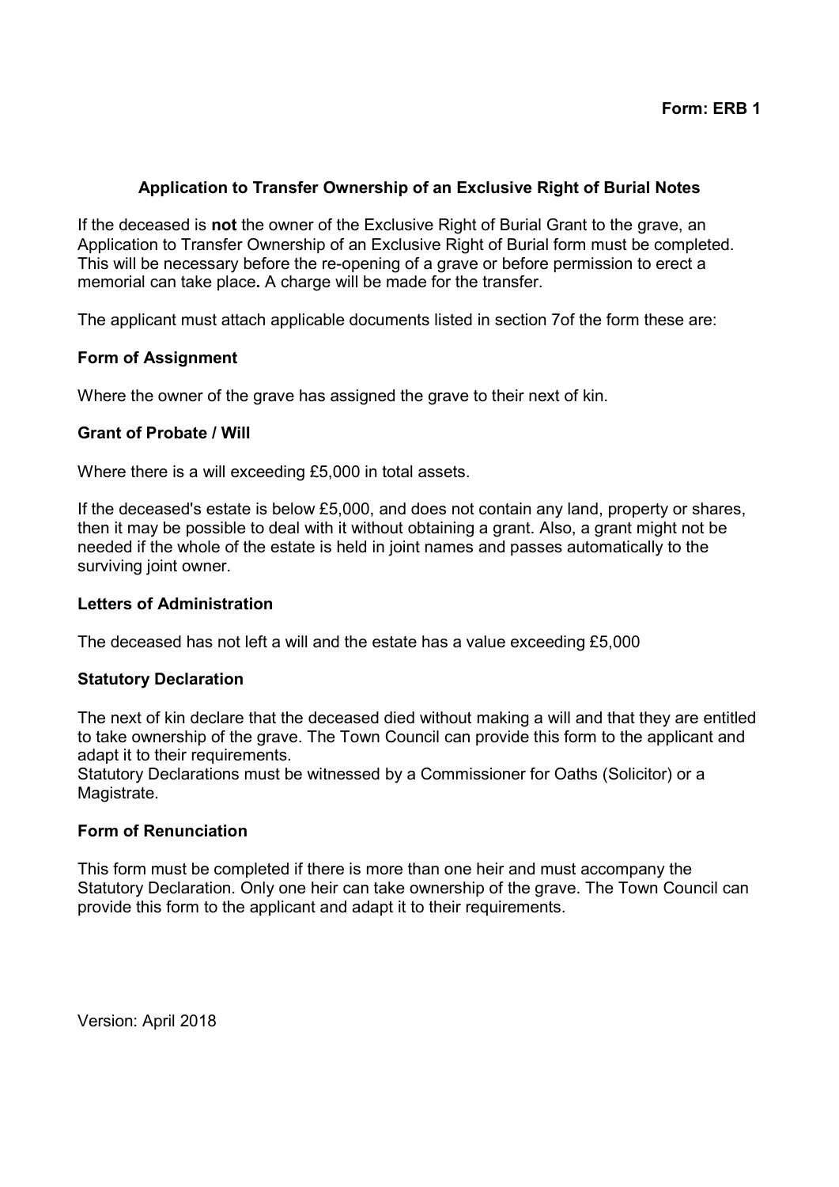**Form: ERB 1**

## Application to Transfer Ownership of an Exclusive Right of Burial Notes

If the deceased is **not** the owner of the Exclusive Right of Burial Grant to the grave, an Application to Transfer Ownership of an Exclusive Right of Burial form must be completed. This will be necessary before the re-opening of a grave or before permission to erect a memorial can take place**.** A charge will be made for the transfer.

The applicant must attach applicable documents listed in section 7of the form these are:

### Form of Assignment

Where the owner of the grave has assigned the grave to their next of kin.

### Grant of Probate / Will

Where there is a will exceeding £5,000 in total assets.

If the deceased's estate is below £5,000, and does not contain any land, property or shares, then it may be possible to deal with it without obtaining a grant. Also, a grant might not be needed if the whole of the estate is held in joint names and passes automatically to the surviving joint owner.

### Letters of Administration

The deceased has not left a will and the estate has a value exceeding £5,000

### Statutory Declaration

The next of kin declare that the deceased died without making a will and that they are entitled to take ownership of the grave. The Town Council can provide this form to the applicant and adapt it to their requirements.
Statutory Declarations must be witnessed by a Commissioner for Oaths (Solicitor) or a Magistrate.

### Form of Renunciation

This form must be completed if there is more than one heir and must accompany the Statutory Declaration. Only one heir can take ownership of the grave. The Town Council can provide this form to the applicant and adapt it to their requirements.

Version: April 2018